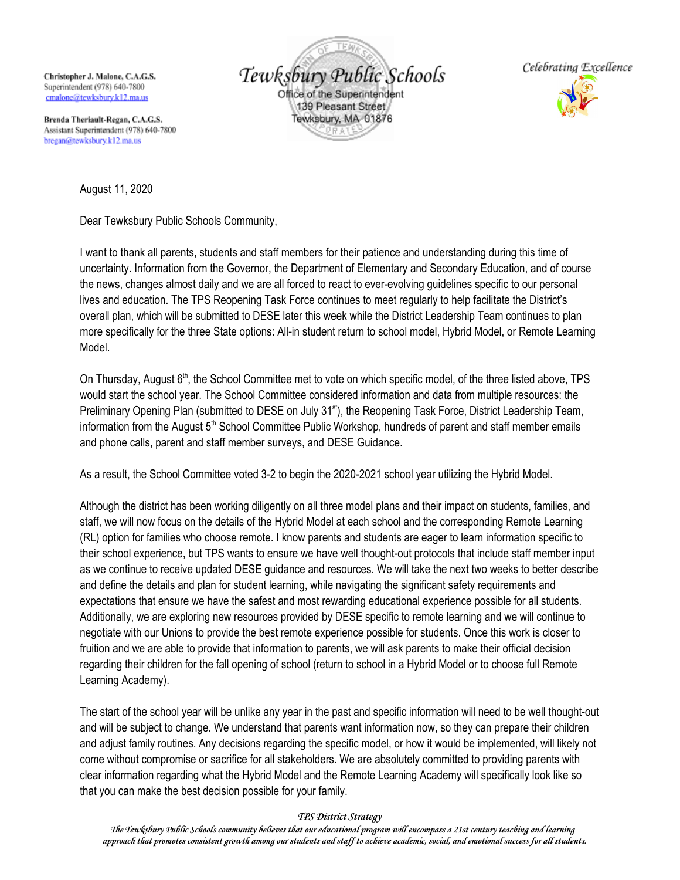**Christopher J. Malone, C.A.G.S.**
Superintendent (978) 640-7800
cmalone@tewksbury.k12.ma.us

**Brenda Theriault-Regan, C.A.G.S.**
Assistant Superintendent (978) 640-7800
bregan@tewksbury.k12.ma.us

# Tewksbury Public Schools

Office of the Superintendent
139 Pleasant Street
Tewksbury, MA 01876

*Celebrating Excellence*

August 11, 2020

Dear Tewksbury Public Schools Community,

I want to thank all parents, students and staff members for their patience and understanding during this time of uncertainty. Information from the Governor, the Department of Elementary and Secondary Education, and of course the news, changes almost daily and we are all forced to react to ever-evolving guidelines specific to our personal lives and education. The TPS Reopening Task Force continues to meet regularly to help facilitate the District's overall plan, which will be submitted to DESE later this week while the District Leadership Team continues to plan more specifically for the three State options: All-in student return to school model, Hybrid Model, or Remote Learning Model.

On Thursday, August 6th, the School Committee met to vote on which specific model, of the three listed above, TPS would start the school year. The School Committee considered information and data from multiple resources: the Preliminary Opening Plan (submitted to DESE on July 31st), the Reopening Task Force, District Leadership Team, information from the August 5th School Committee Public Workshop, hundreds of parent and staff member emails and phone calls, parent and staff member surveys, and DESE Guidance.

As a result, the School Committee voted 3-2 to begin the 2020-2021 school year utilizing the Hybrid Model.

Although the district has been working diligently on all three model plans and their impact on students, families, and staff, we will now focus on the details of the Hybrid Model at each school and the corresponding Remote Learning (RL) option for families who choose remote. I know parents and students are eager to learn information specific to their school experience, but TPS wants to ensure we have well thought-out protocols that include staff member input as we continue to receive updated DESE guidance and resources. We will take the next two weeks to better describe and define the details and plan for student learning, while navigating the significant safety requirements and expectations that ensure we have the safest and most rewarding educational experience possible for all students. Additionally, we are exploring new resources provided by DESE specific to remote learning and we will continue to negotiate with our Unions to provide the best remote experience possible for students. Once this work is closer to fruition and we are able to provide that information to parents, we will ask parents to make their official decision regarding their children for the fall opening of school (return to school in a Hybrid Model or to choose full Remote Learning Academy).

The start of the school year will be unlike any year in the past and specific information will need to be well thought-out and will be subject to change. We understand that parents want information now, so they can prepare their children and adjust family routines. Any decisions regarding the specific model, or how it would be implemented, will likely not come without compromise or sacrifice for all stakeholders. We are absolutely committed to providing parents with clear information regarding what the Hybrid Model and the Remote Learning Academy will specifically look like so that you can make the best decision possible for your family.

*TPS District Strategy*
*The Tewksbury Public Schools community believes that our educational program will encompass a 21st century teaching and learning approach that promotes consistent growth among our students and staff to achieve academic, social, and emotional success for all students.*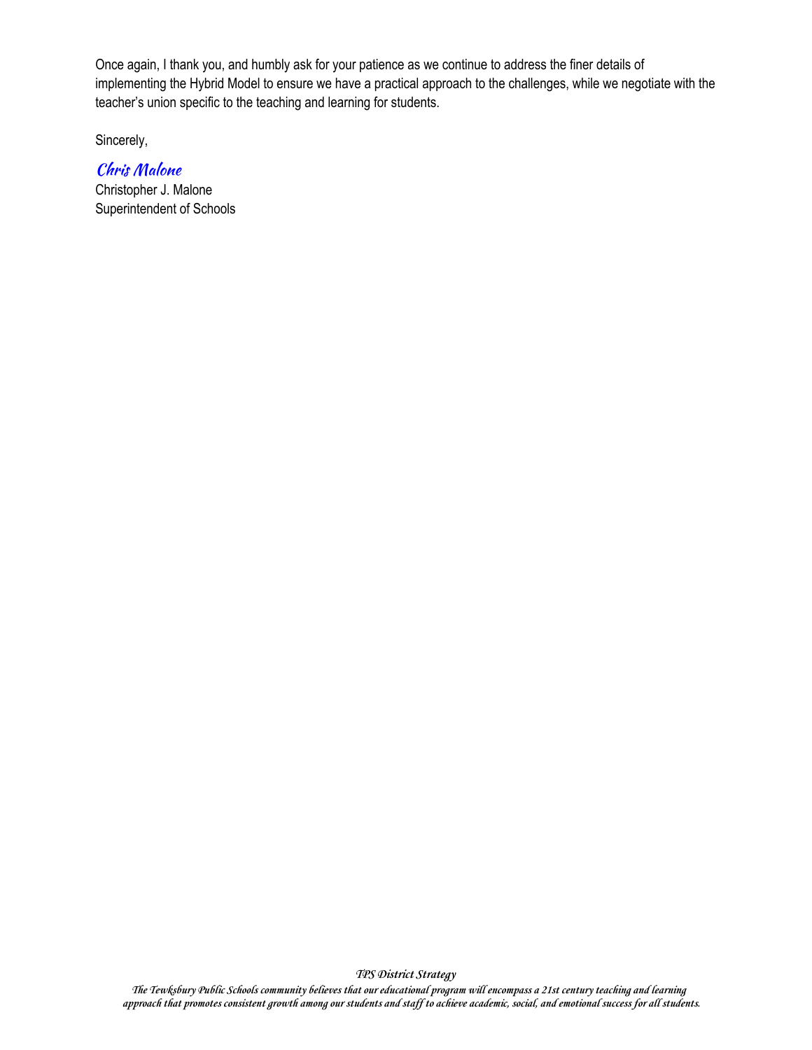Once again, I thank you, and humbly ask for your patience as we continue to address the finer details of implementing the Hybrid Model to ensure we have a practical approach to the challenges, while we negotiate with the teacher's union specific to the teaching and learning for students.

Sincerely,

*Chris Malone*

Christopher J. Malone
Superintendent of Schools